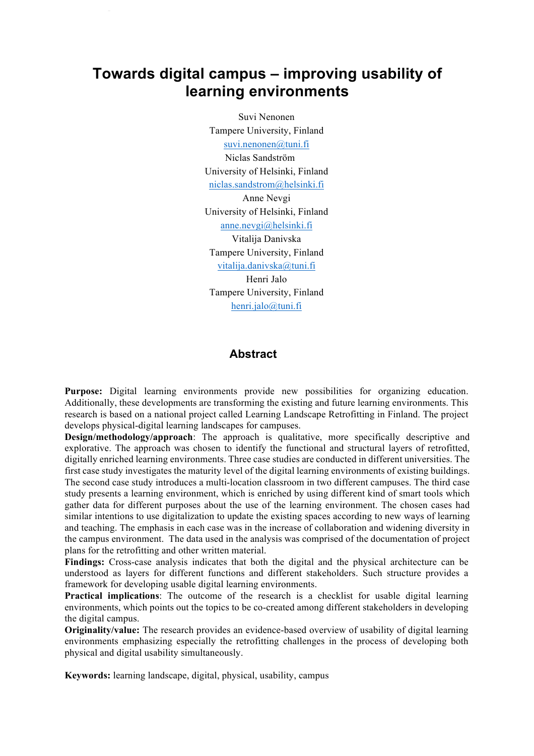# Towards digital campus – improving usability of learning environments

Suvi Nenonen
Tampere University, Finland
suvi.nenonen@tuni.fi

Niclas Sandström
University of Helsinki, Finland
niclas.sandstrom@helsinki.fi

Anne Nevgi
University of Helsinki, Finland
anne.nevgi@helsinki.fi

Vitalija Danivska
Tampere University, Finland
vitalija.danivska@tuni.fi

Henri Jalo
Tampere University, Finland
henri.jalo@tuni.fi

## Abstract

**Purpose:** Digital learning environments provide new possibilities for organizing education. Additionally, these developments are transforming the existing and future learning environments. This research is based on a national project called Learning Landscape Retrofitting in Finland. The project develops physical-digital learning landscapes for campuses.

**Design/methodology/approach**: The approach is qualitative, more specifically descriptive and explorative. The approach was chosen to identify the functional and structural layers of retrofitted, digitally enriched learning environments. Three case studies are conducted in different universities. The first case study investigates the maturity level of the digital learning environments of existing buildings. The second case study introduces a multi-location classroom in two different campuses. The third case study presents a learning environment, which is enriched by using different kind of smart tools which gather data for different purposes about the use of the learning environment. The chosen cases had similar intentions to use digitalization to update the existing spaces according to new ways of learning and teaching. The emphasis in each case was in the increase of collaboration and widening diversity in the campus environment. The data used in the analysis was comprised of the documentation of project plans for the retrofitting and other written material.

**Findings:** Cross-case analysis indicates that both the digital and the physical architecture can be understood as layers for different functions and different stakeholders. Such structure provides a framework for developing usable digital learning environments.

**Practical implications**: The outcome of the research is a checklist for usable digital learning environments, which points out the topics to be co-created among different stakeholders in developing the digital campus.

**Originality/value:** The research provides an evidence-based overview of usability of digital learning environments emphasizing especially the retrofitting challenges in the process of developing both physical and digital usability simultaneously.

**Keywords:** learning landscape, digital, physical, usability, campus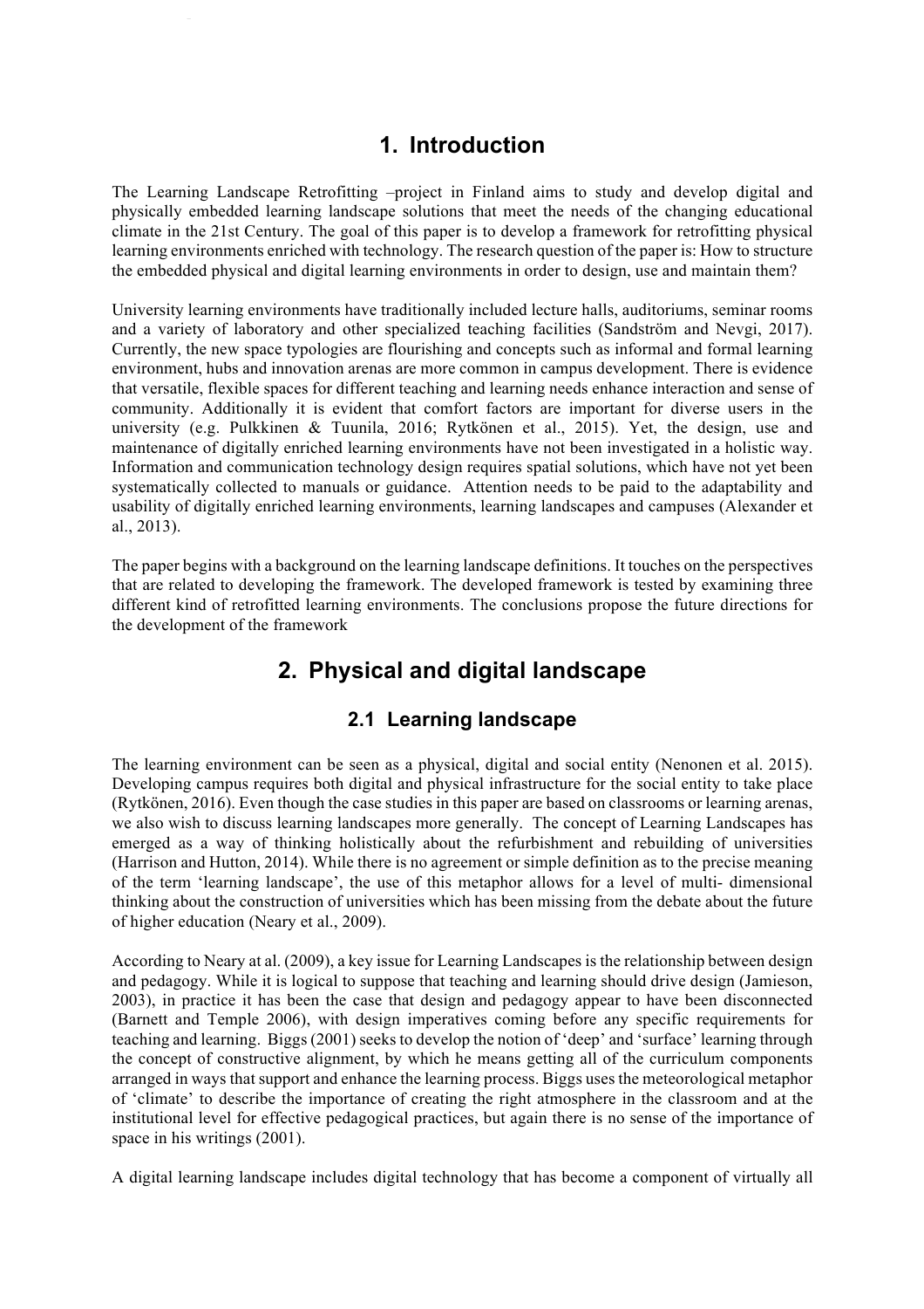# 1. Introduction

The Learning Landscape Retrofitting –project in Finland aims to study and develop digital and physically embedded learning landscape solutions that meet the needs of the changing educational climate in the 21st Century. The goal of this paper is to develop a framework for retrofitting physical learning environments enriched with technology. The research question of the paper is: How to structure the embedded physical and digital learning environments in order to design, use and maintain them?

University learning environments have traditionally included lecture halls, auditoriums, seminar rooms and a variety of laboratory and other specialized teaching facilities (Sandström and Nevgi, 2017). Currently, the new space typologies are flourishing and concepts such as informal and formal learning environment, hubs and innovation arenas are more common in campus development. There is evidence that versatile, flexible spaces for different teaching and learning needs enhance interaction and sense of community. Additionally it is evident that comfort factors are important for diverse users in the university (e.g. Pulkkinen & Tuunila, 2016; Rytkönen et al., 2015). Yet, the design, use and maintenance of digitally enriched learning environments have not been investigated in a holistic way. Information and communication technology design requires spatial solutions, which have not yet been systematically collected to manuals or guidance. Attention needs to be paid to the adaptability and usability of digitally enriched learning environments, learning landscapes and campuses (Alexander et al., 2013).

The paper begins with a background on the learning landscape definitions. It touches on the perspectives that are related to developing the framework. The developed framework is tested by examining three different kind of retrofitted learning environments. The conclusions propose the future directions for the development of the framework

# 2. Physical and digital landscape

## 2.1 Learning landscape

The learning environment can be seen as a physical, digital and social entity (Nenonen et al. 2015). Developing campus requires both digital and physical infrastructure for the social entity to take place (Rytkönen, 2016). Even though the case studies in this paper are based on classrooms or learning arenas, we also wish to discuss learning landscapes more generally. The concept of Learning Landscapes has emerged as a way of thinking holistically about the refurbishment and rebuilding of universities (Harrison and Hutton, 2014). While there is no agreement or simple definition as to the precise meaning of the term 'learning landscape', the use of this metaphor allows for a level of multi- dimensional thinking about the construction of universities which has been missing from the debate about the future of higher education (Neary et al., 2009).

According to Neary at al. (2009), a key issue for Learning Landscapes is the relationship between design and pedagogy. While it is logical to suppose that teaching and learning should drive design (Jamieson, 2003), in practice it has been the case that design and pedagogy appear to have been disconnected (Barnett and Temple 2006), with design imperatives coming before any specific requirements for teaching and learning. Biggs (2001) seeks to develop the notion of 'deep' and 'surface' learning through the concept of constructive alignment, by which he means getting all of the curriculum components arranged in ways that support and enhance the learning process. Biggs uses the meteorological metaphor of 'climate' to describe the importance of creating the right atmosphere in the classroom and at the institutional level for effective pedagogical practices, but again there is no sense of the importance of space in his writings (2001).

A digital learning landscape includes digital technology that has become a component of virtually all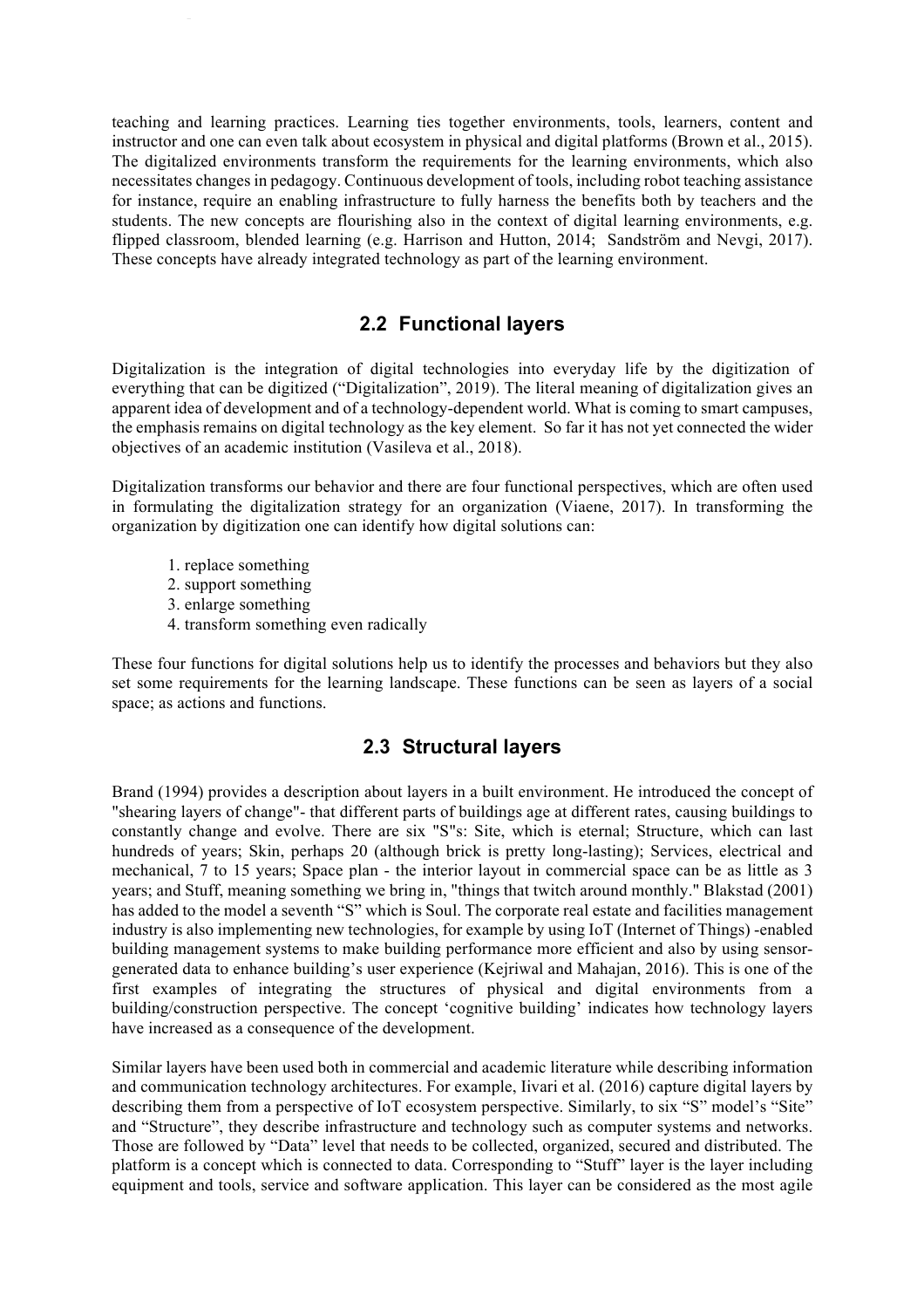teaching and learning practices. Learning ties together environments, tools, learners, content and instructor and one can even talk about ecosystem in physical and digital platforms (Brown et al., 2015). The digitalized environments transform the requirements for the learning environments, which also necessitates changes in pedagogy. Continuous development of tools, including robot teaching assistance for instance, require an enabling infrastructure to fully harness the benefits both by teachers and the students. The new concepts are flourishing also in the context of digital learning environments, e.g. flipped classroom, blended learning (e.g. Harrison and Hutton, 2014; Sandström and Nevgi, 2017). These concepts have already integrated technology as part of the learning environment.

## 2.2 Functional layers

Digitalization is the integration of digital technologies into everyday life by the digitization of everything that can be digitized ("Digitalization", 2019). The literal meaning of digitalization gives an apparent idea of development and of a technology-dependent world. What is coming to smart campuses, the emphasis remains on digital technology as the key element. So far it has not yet connected the wider objectives of an academic institution (Vasileva et al., 2018).

Digitalization transforms our behavior and there are four functional perspectives, which are often used in formulating the digitalization strategy for an organization (Viaene, 2017). In transforming the organization by digitization one can identify how digital solutions can:

1. replace something
2. support something
3. enlarge something
4. transform something even radically

These four functions for digital solutions help us to identify the processes and behaviors but they also set some requirements for the learning landscape. These functions can be seen as layers of a social space; as actions and functions.

## 2.3 Structural layers

Brand (1994) provides a description about layers in a built environment. He introduced the concept of "shearing layers of change"- that different parts of buildings age at different rates, causing buildings to constantly change and evolve. There are six "S"s: Site, which is eternal; Structure, which can last hundreds of years; Skin, perhaps 20 (although brick is pretty long-lasting); Services, electrical and mechanical, 7 to 15 years; Space plan - the interior layout in commercial space can be as little as 3 years; and Stuff, meaning something we bring in, "things that twitch around monthly." Blakstad (2001) has added to the model a seventh "S" which is Soul. The corporate real estate and facilities management industry is also implementing new technologies, for example by using IoT (Internet of Things) -enabled building management systems to make building performance more efficient and also by using sensor-generated data to enhance building's user experience (Kejriwal and Mahajan, 2016). This is one of the first examples of integrating the structures of physical and digital environments from a building/construction perspective. The concept 'cognitive building' indicates how technology layers have increased as a consequence of the development.

Similar layers have been used both in commercial and academic literature while describing information and communication technology architectures. For example, Iivari et al. (2016) capture digital layers by describing them from a perspective of IoT ecosystem perspective. Similarly, to six "S" model's "Site" and "Structure", they describe infrastructure and technology such as computer systems and networks. Those are followed by "Data" level that needs to be collected, organized, secured and distributed. The platform is a concept which is connected to data. Corresponding to "Stuff" layer is the layer including equipment and tools, service and software application. This layer can be considered as the most agile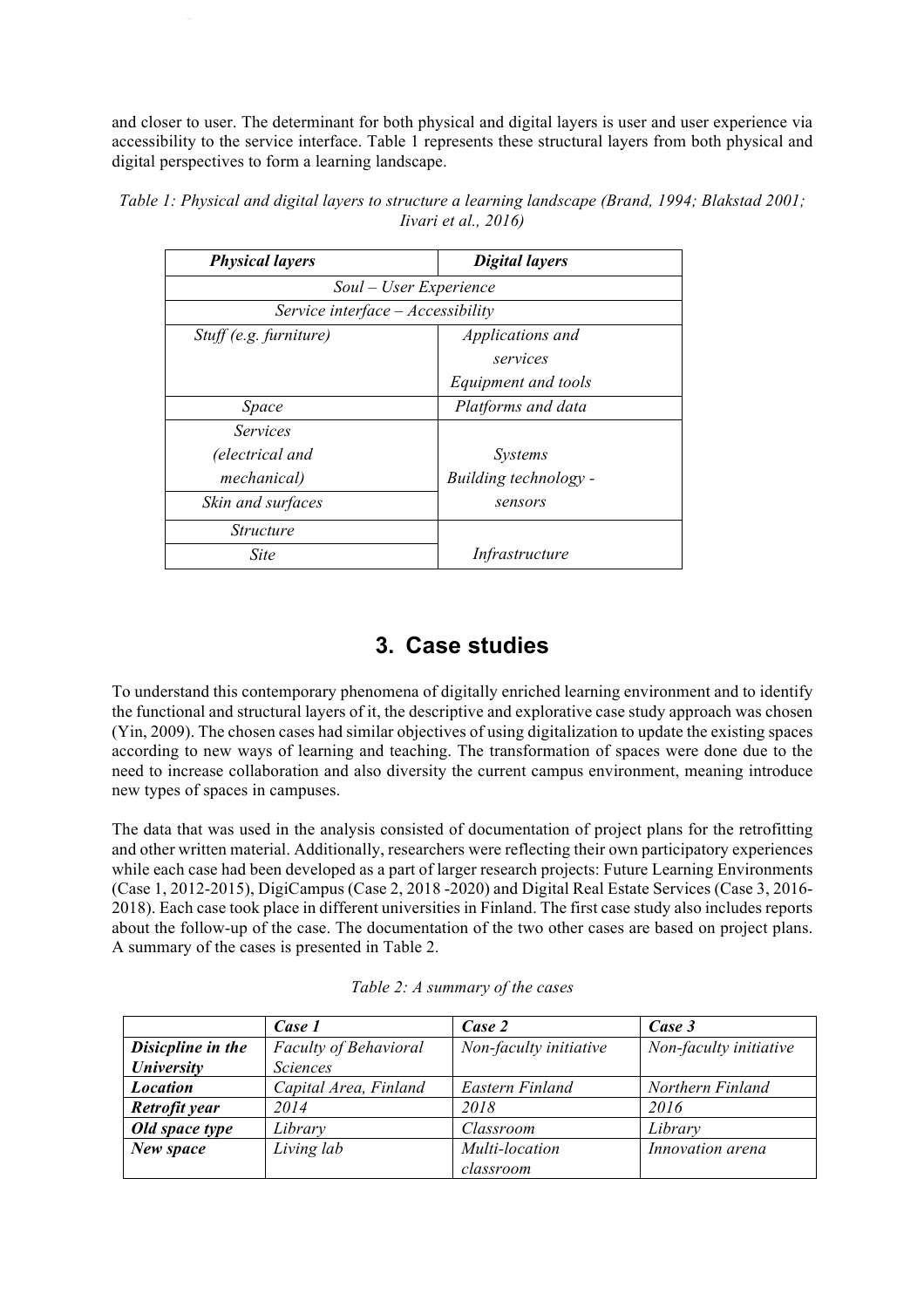and closer to user. The determinant for both physical and digital layers is user and user experience via accessibility to the service interface. Table 1 represents these structural layers from both physical and digital perspectives to form a learning landscape.

*Table 1: Physical and digital layers to structure a learning landscape (Brand, 1994; Blakstad 2001; Iivari et al., 2016)*

| ***Physical layers*** | ***Digital layers*** |
|---|---|
| *Soul – User Experience* | |
| *Service interface – Accessibility* | |
| *Stuff (e.g. furniture)* | *Applications and services* *Equipment and tools* |
| *Space* | *Platforms and data* |
| *Services (electrical and mechanical)* | *Systems Building technology - sensors* |
| *Skin and surfaces* | |
| *Structure* | *Infrastructure* |
| *Site* | |

## 3. Case studies

To understand this contemporary phenomena of digitally enriched learning environment and to identify the functional and structural layers of it, the descriptive and explorative case study approach was chosen (Yin, 2009). The chosen cases had similar objectives of using digitalization to update the existing spaces according to new ways of learning and teaching. The transformation of spaces were done due to the need to increase collaboration and also diversity the current campus environment, meaning introduce new types of spaces in campuses.

The data that was used in the analysis consisted of documentation of project plans for the retrofitting and other written material. Additionally, researchers were reflecting their own participatory experiences while each case had been developed as a part of larger research projects: Future Learning Environments (Case 1, 2012-2015), DigiCampus (Case 2, 2018 -2020) and Digital Real Estate Services (Case 3, 2016-2018). Each case took place in different universities in Finland. The first case study also includes reports about the follow-up of the case. The documentation of the two other cases are based on project plans. A summary of the cases is presented in Table 2.

*Table 2: A summary of the cases*

| | ***Case 1*** | ***Case 2*** | ***Case 3*** |
|---|---|---|---|
| ***Disicpline in the University*** | *Faculty of Behavioral Sciences* | *Non-faculty initiative* | *Non-faculty initiative* |
| ***Location*** | *Capital Area, Finland* | *Eastern Finland* | *Northern Finland* |
| ***Retrofit year*** | *2014* | *2018* | *2016* |
| ***Old space type*** | *Library* | *Classroom* | *Library* |
| ***New space*** | *Living lab* | *Multi-location classroom* | *Innovation arena* |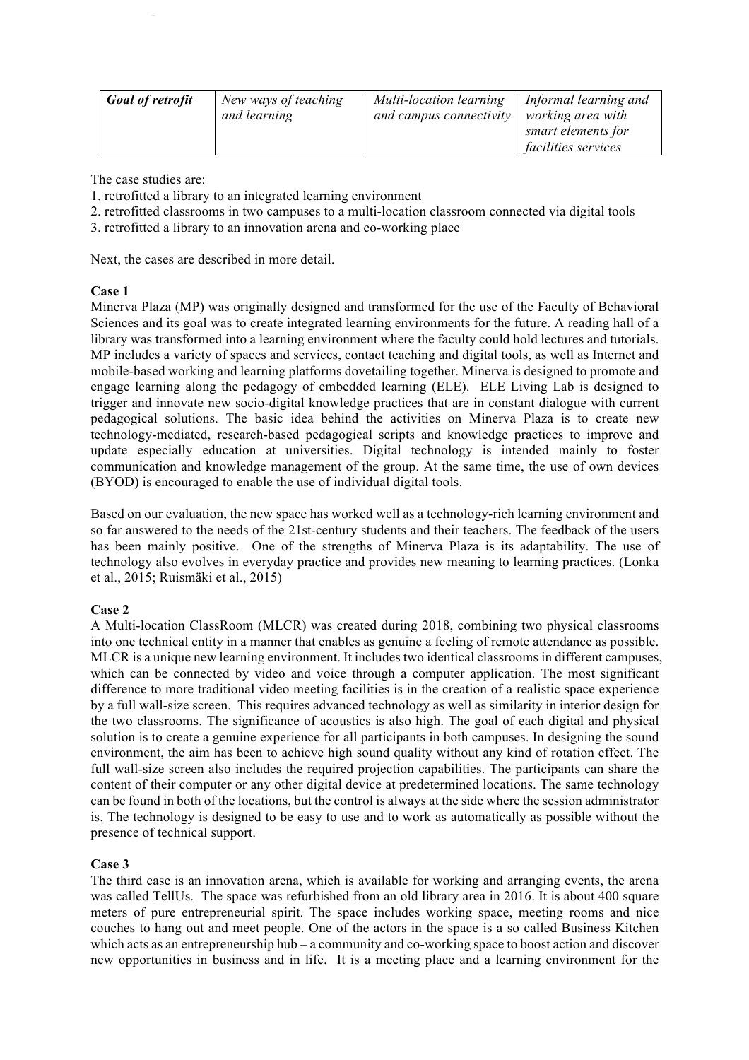| *Goal of retrofit* | *New ways of teaching and learning* | *Multi-location learning and campus connectivity* | *Informal learning and working area with smart elements for facilities services* |
|---|---|---|---|

The case studies are:
1. retrofitted a library to an integrated learning environment
2. retrofitted classrooms in two campuses to a multi-location classroom connected via digital tools
3. retrofitted a library to an innovation arena and co-working place

Next, the cases are described in more detail.

**Case 1**

Minerva Plaza (MP) was originally designed and transformed for the use of the Faculty of Behavioral Sciences and its goal was to create integrated learning environments for the future. A reading hall of a library was transformed into a learning environment where the faculty could hold lectures and tutorials. MP includes a variety of spaces and services, contact teaching and digital tools, as well as Internet and mobile-based working and learning platforms dovetailing together. Minerva is designed to promote and engage learning along the pedagogy of embedded learning (ELE). ELE Living Lab is designed to trigger and innovate new socio-digital knowledge practices that are in constant dialogue with current pedagogical solutions. The basic idea behind the activities on Minerva Plaza is to create new technology-mediated, research-based pedagogical scripts and knowledge practices to improve and update especially education at universities. Digital technology is intended mainly to foster communication and knowledge management of the group. At the same time, the use of own devices (BYOD) is encouraged to enable the use of individual digital tools.

Based on our evaluation, the new space has worked well as a technology-rich learning environment and so far answered to the needs of the 21st-century students and their teachers. The feedback of the users has been mainly positive. One of the strengths of Minerva Plaza is its adaptability. The use of technology also evolves in everyday practice and provides new meaning to learning practices. (Lonka et al., 2015; Ruismäki et al., 2015)

**Case 2**

A Multi-location ClassRoom (MLCR) was created during 2018, combining two physical classrooms into one technical entity in a manner that enables as genuine a feeling of remote attendance as possible. MLCR is a unique new learning environment. It includes two identical classrooms in different campuses, which can be connected by video and voice through a computer application. The most significant difference to more traditional video meeting facilities is in the creation of a realistic space experience by a full wall-size screen. This requires advanced technology as well as similarity in interior design for the two classrooms. The significance of acoustics is also high. The goal of each digital and physical solution is to create a genuine experience for all participants in both campuses. In designing the sound environment, the aim has been to achieve high sound quality without any kind of rotation effect. The full wall-size screen also includes the required projection capabilities. The participants can share the content of their computer or any other digital device at predetermined locations. The same technology can be found in both of the locations, but the control is always at the side where the session administrator is. The technology is designed to be easy to use and to work as automatically as possible without the presence of technical support.

**Case 3**

The third case is an innovation arena, which is available for working and arranging events, the arena was called TellUs. The space was refurbished from an old library area in 2016. It is about 400 square meters of pure entrepreneurial spirit. The space includes working space, meeting rooms and nice couches to hang out and meet people. One of the actors in the space is a so called Business Kitchen which acts as an entrepreneurship hub – a community and co-working space to boost action and discover new opportunities in business and in life. It is a meeting place and a learning environment for the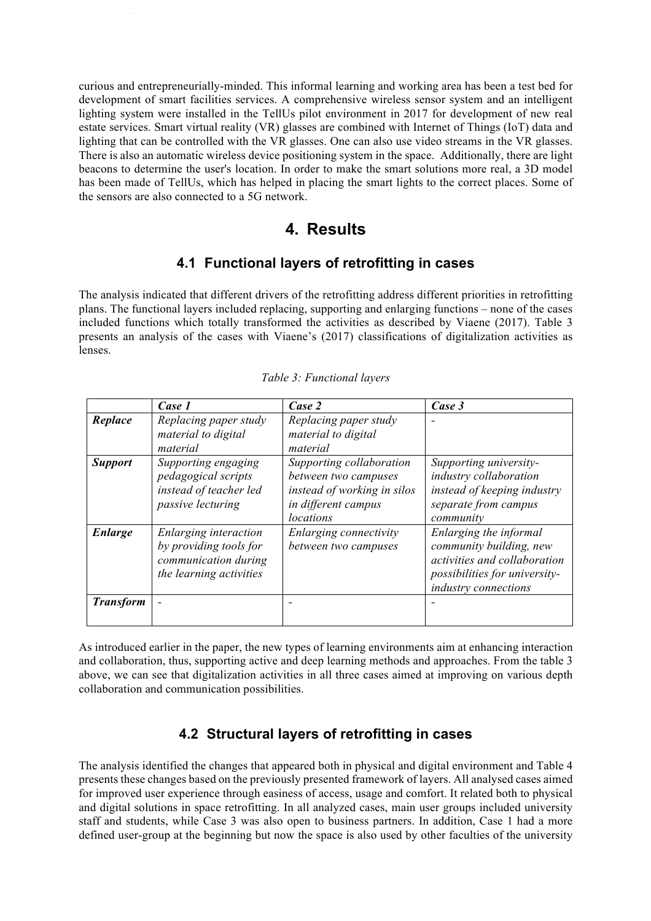curious and entrepreneurially-minded. This informal learning and working area has been a test bed for development of smart facilities services. A comprehensive wireless sensor system and an intelligent lighting system were installed in the TellUs pilot environment in 2017 for development of new real estate services. Smart virtual reality (VR) glasses are combined with Internet of Things (IoT) data and lighting that can be controlled with the VR glasses. One can also use video streams in the VR glasses. There is also an automatic wireless device positioning system in the space. Additionally, there are light beacons to determine the user's location. In order to make the smart solutions more real, a 3D model has been made of TellUs, which has helped in placing the smart lights to the correct places. Some of the sensors are also connected to a 5G network.

# 4. Results

## 4.1 Functional layers of retrofitting in cases

The analysis indicated that different drivers of the retrofitting address different priorities in retrofitting plans. The functional layers included replacing, supporting and enlarging functions – none of the cases included functions which totally transformed the activities as described by Viaene (2017). Table 3 presents an analysis of the cases with Viaene's (2017) classifications of digitalization activities as lenses.

*Table 3: Functional layers*

| | *Case 1* | *Case 2* | *Case 3* |
|---|---|---|---|
| ***Replace*** | *Replacing paper study material to digital material* | *Replacing paper study material to digital material* | - |
| ***Support*** | *Supporting engaging pedagogical scripts instead of teacher led passive lecturing* | *Supporting collaboration between two campuses instead of working in silos in different campus locations* | *Supporting university-industry collaboration instead of keeping industry separate from campus community* |
| ***Enlarge*** | *Enlarging interaction by providing tools for communication during the learning activities* | *Enlarging connectivity between two campuses* | *Enlarging the informal community building, new activities and collaboration possibilities for university-industry connections* |
| ***Transform*** | - | - | - |

As introduced earlier in the paper, the new types of learning environments aim at enhancing interaction and collaboration, thus, supporting active and deep learning methods and approaches. From the table 3 above, we can see that digitalization activities in all three cases aimed at improving on various depth collaboration and communication possibilities.

## 4.2 Structural layers of retrofitting in cases

The analysis identified the changes that appeared both in physical and digital environment and Table 4 presents these changes based on the previously presented framework of layers. All analysed cases aimed for improved user experience through easiness of access, usage and comfort. It related both to physical and digital solutions in space retrofitting. In all analyzed cases, main user groups included university staff and students, while Case 3 was also open to business partners. In addition, Case 1 had a more defined user-group at the beginning but now the space is also used by other faculties of the university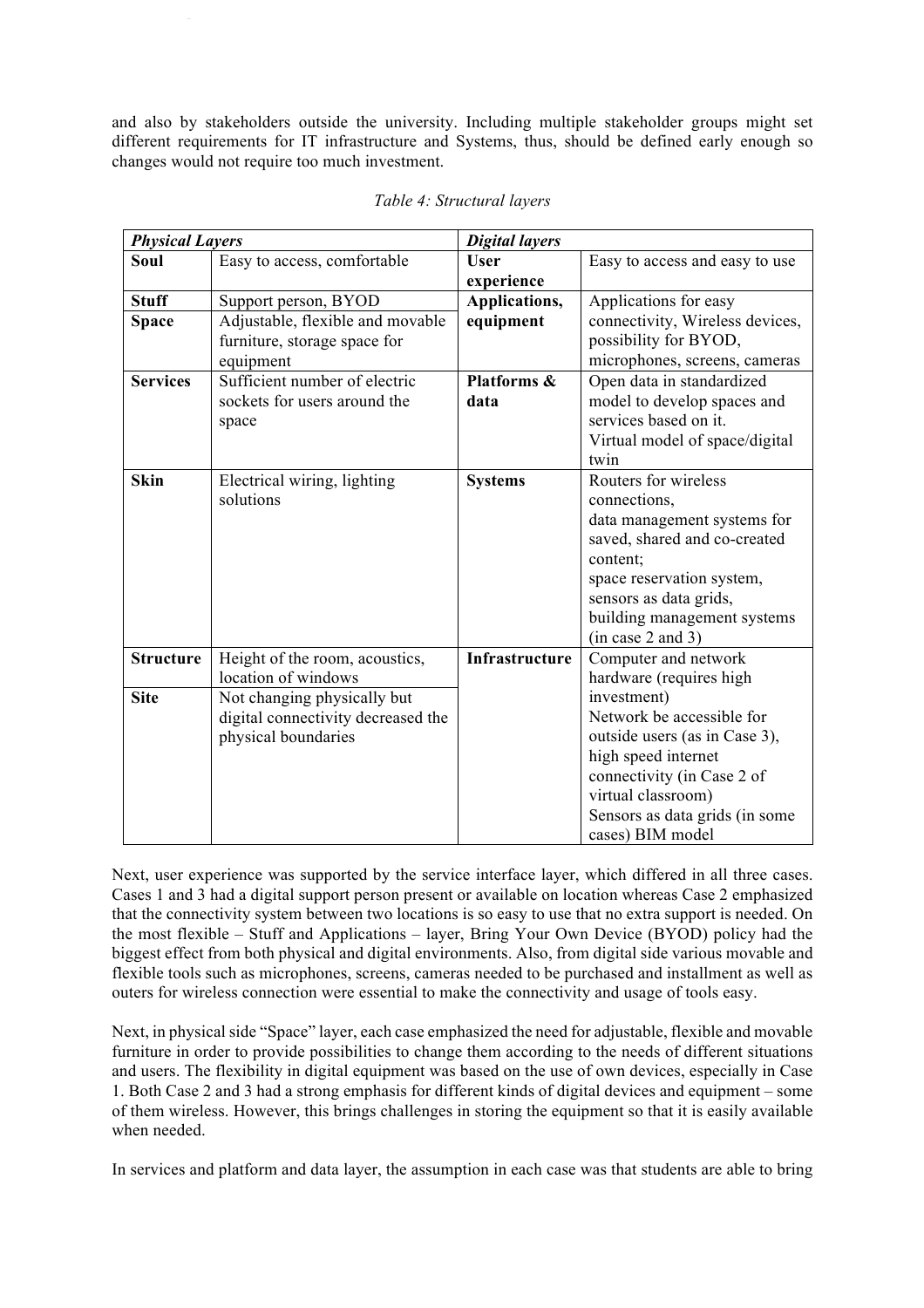and also by stakeholders outside the university. Including multiple stakeholder groups might set different requirements for IT infrastructure and Systems, thus, should be defined early enough so changes would not require too much investment.

*Table 4: Structural layers*

| ***Physical Layers*** | | ***Digital layers*** | |
|---|---|---|---|
| **Soul** | Easy to access, comfortable | **User experience** | Easy to access and easy to use |
| **Stuff** | Support person, BYOD | **Applications, equipment** | Applications for easy connectivity, Wireless devices, possibility for BYOD, microphones, screens, cameras |
| **Space** | Adjustable, flexible and movable furniture, storage space for equipment | | |
| **Services** | Sufficient number of electric sockets for users around the space | **Platforms & data** | Open data in standardized model to develop spaces and services based on it. Virtual model of space/digital twin |
| **Skin** | Electrical wiring, lighting solutions | **Systems** | Routers for wireless connections, data management systems for saved, shared and co-created content; space reservation system, sensors as data grids, building management systems (in case 2 and 3) |
| **Structure** | Height of the room, acoustics, location of windows | **Infrastructure** | Computer and network hardware (requires high investment) Network be accessible for outside users (as in Case 3), high speed internet connectivity (in Case 2 of virtual classroom) Sensors as data grids (in some cases) BIM model |
| **Site** | Not changing physically but digital connectivity decreased the physical boundaries | | |

Next, user experience was supported by the service interface layer, which differed in all three cases. Cases 1 and 3 had a digital support person present or available on location whereas Case 2 emphasized that the connectivity system between two locations is so easy to use that no extra support is needed. On the most flexible – Stuff and Applications – layer, Bring Your Own Device (BYOD) policy had the biggest effect from both physical and digital environments. Also, from digital side various movable and flexible tools such as microphones, screens, cameras needed to be purchased and installment as well as outers for wireless connection were essential to make the connectivity and usage of tools easy.

Next, in physical side "Space" layer, each case emphasized the need for adjustable, flexible and movable furniture in order to provide possibilities to change them according to the needs of different situations and users. The flexibility in digital equipment was based on the use of own devices, especially in Case 1. Both Case 2 and 3 had a strong emphasis for different kinds of digital devices and equipment – some of them wireless. However, this brings challenges in storing the equipment so that it is easily available when needed.

In services and platform and data layer, the assumption in each case was that students are able to bring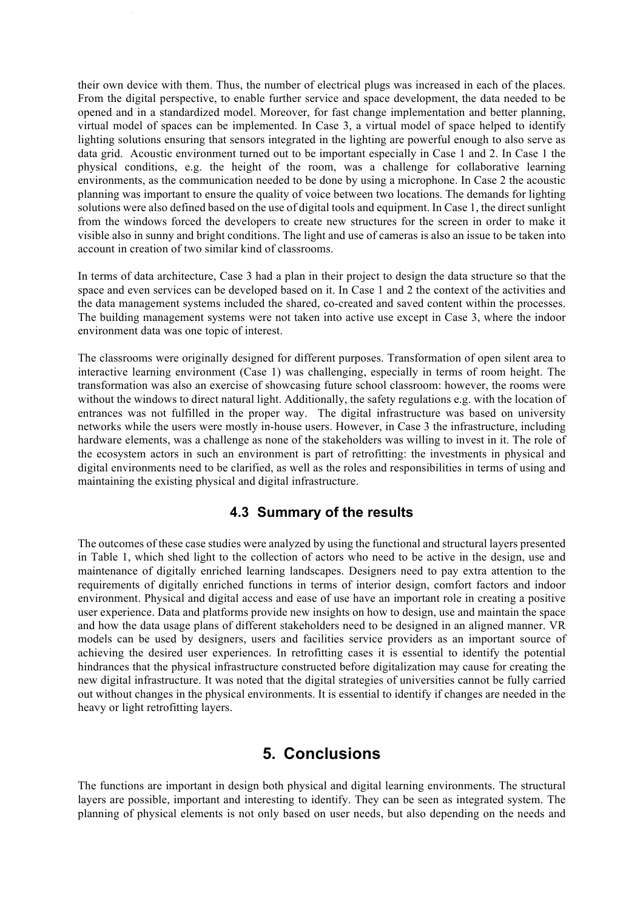their own device with them. Thus, the number of electrical plugs was increased in each of the places. From the digital perspective, to enable further service and space development, the data needed to be opened and in a standardized model. Moreover, for fast change implementation and better planning, virtual model of spaces can be implemented. In Case 3, a virtual model of space helped to identify lighting solutions ensuring that sensors integrated in the lighting are powerful enough to also serve as data grid. Acoustic environment turned out to be important especially in Case 1 and 2. In Case 1 the physical conditions, e.g. the height of the room, was a challenge for collaborative learning environments, as the communication needed to be done by using a microphone. In Case 2 the acoustic planning was important to ensure the quality of voice between two locations. The demands for lighting solutions were also defined based on the use of digital tools and equipment. In Case 1, the direct sunlight from the windows forced the developers to create new structures for the screen in order to make it visible also in sunny and bright conditions. The light and use of cameras is also an issue to be taken into account in creation of two similar kind of classrooms.

In terms of data architecture, Case 3 had a plan in their project to design the data structure so that the space and even services can be developed based on it. In Case 1 and 2 the context of the activities and the data management systems included the shared, co-created and saved content within the processes. The building management systems were not taken into active use except in Case 3, where the indoor environment data was one topic of interest.

The classrooms were originally designed for different purposes. Transformation of open silent area to interactive learning environment (Case 1) was challenging, especially in terms of room height. The transformation was also an exercise of showcasing future school classroom: however, the rooms were without the windows to direct natural light. Additionally, the safety regulations e.g. with the location of entrances was not fulfilled in the proper way. The digital infrastructure was based on university networks while the users were mostly in-house users. However, in Case 3 the infrastructure, including hardware elements, was a challenge as none of the stakeholders was willing to invest in it. The role of the ecosystem actors in such an environment is part of retrofitting: the investments in physical and digital environments need to be clarified, as well as the roles and responsibilities in terms of using and maintaining the existing physical and digital infrastructure.

### 4.3 Summary of the results

The outcomes of these case studies were analyzed by using the functional and structural layers presented in Table 1, which shed light to the collection of actors who need to be active in the design, use and maintenance of digitally enriched learning landscapes. Designers need to pay extra attention to the requirements of digitally enriched functions in terms of interior design, comfort factors and indoor environment. Physical and digital access and ease of use have an important role in creating a positive user experience. Data and platforms provide new insights on how to design, use and maintain the space and how the data usage plans of different stakeholders need to be designed in an aligned manner. VR models can be used by designers, users and facilities service providers as an important source of achieving the desired user experiences. In retrofitting cases it is essential to identify the potential hindrances that the physical infrastructure constructed before digitalization may cause for creating the new digital infrastructure. It was noted that the digital strategies of universities cannot be fully carried out without changes in the physical environments. It is essential to identify if changes are needed in the heavy or light retrofitting layers.

## 5. Conclusions

The functions are important in design both physical and digital learning environments. The structural layers are possible, important and interesting to identify. They can be seen as integrated system. The planning of physical elements is not only based on user needs, but also depending on the needs and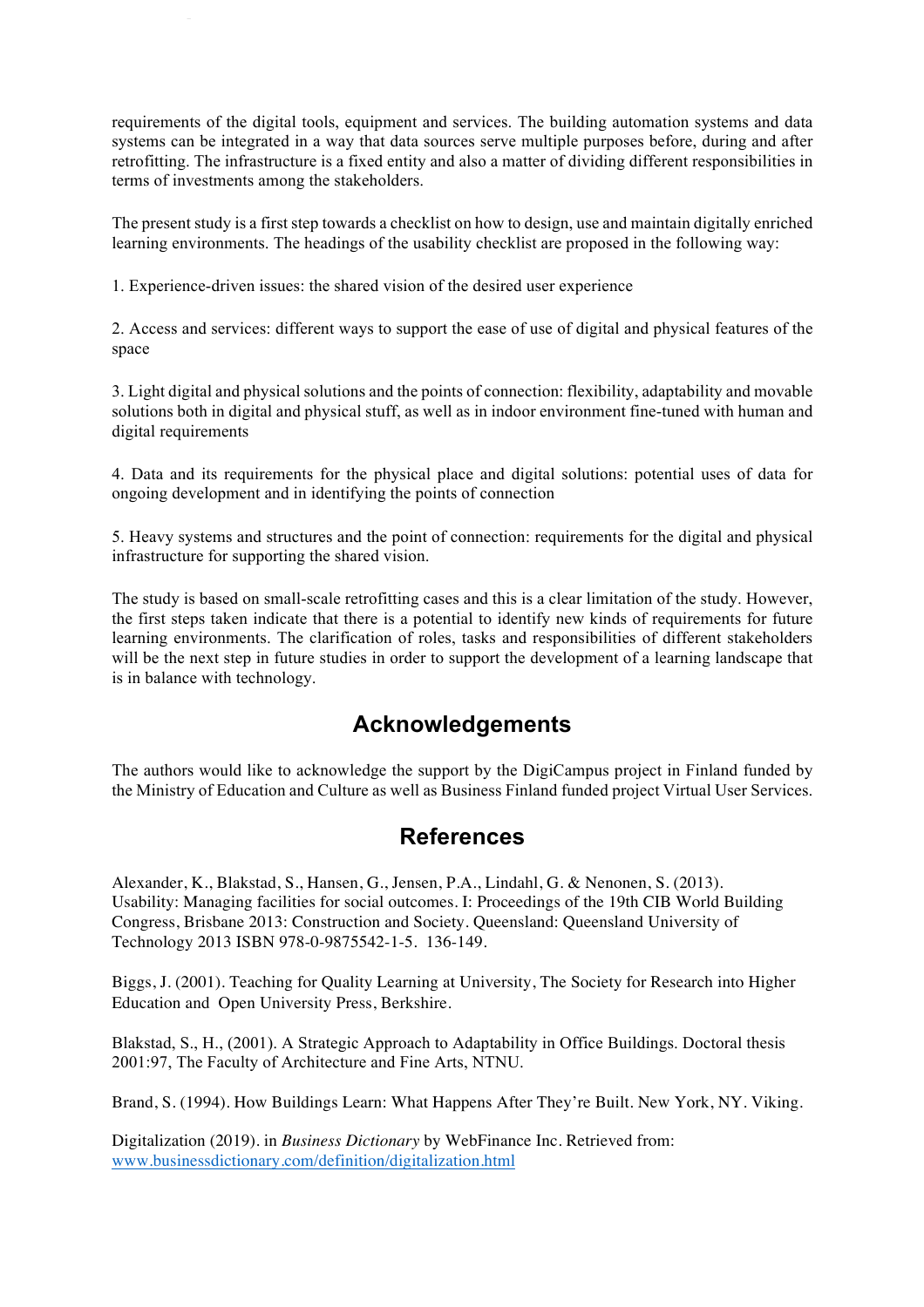requirements of the digital tools, equipment and services. The building automation systems and data systems can be integrated in a way that data sources serve multiple purposes before, during and after retrofitting. The infrastructure is a fixed entity and also a matter of dividing different responsibilities in terms of investments among the stakeholders.

The present study is a first step towards a checklist on how to design, use and maintain digitally enriched learning environments. The headings of the usability checklist are proposed in the following way:

1. Experience-driven issues: the shared vision of the desired user experience

2. Access and services: different ways to support the ease of use of digital and physical features of the space

3. Light digital and physical solutions and the points of connection: flexibility, adaptability and movable solutions both in digital and physical stuff, as well as in indoor environment fine-tuned with human and digital requirements

4. Data and its requirements for the physical place and digital solutions: potential uses of data for ongoing development and in identifying the points of connection

5. Heavy systems and structures and the point of connection: requirements for the digital and physical infrastructure for supporting the shared vision.

The study is based on small-scale retrofitting cases and this is a clear limitation of the study. However, the first steps taken indicate that there is a potential to identify new kinds of requirements for future learning environments. The clarification of roles, tasks and responsibilities of different stakeholders will be the next step in future studies in order to support the development of a learning landscape that is in balance with technology.

## Acknowledgements

The authors would like to acknowledge the support by the DigiCampus project in Finland funded by the Ministry of Education and Culture as well as Business Finland funded project Virtual User Services.

## References

Alexander, K., Blakstad, S., Hansen, G., Jensen, P.A., Lindahl, G. & Nenonen, S. (2013). Usability: Managing facilities for social outcomes. I: Proceedings of the 19th CIB World Building Congress, Brisbane 2013: Construction and Society. Queensland: Queensland University of Technology 2013 ISBN 978-0-9875542-1-5. 136-149.

Biggs, J. (2001). Teaching for Quality Learning at University, The Society for Research into Higher Education and Open University Press, Berkshire.

Blakstad, S., H., (2001). A Strategic Approach to Adaptability in Office Buildings. Doctoral thesis 2001:97, The Faculty of Architecture and Fine Arts, NTNU.

Brand, S. (1994). How Buildings Learn: What Happens After They're Built. New York, NY. Viking.

Digitalization (2019). in *Business Dictionary* by WebFinance Inc. Retrieved from: www.businessdictionary.com/definition/digitalization.html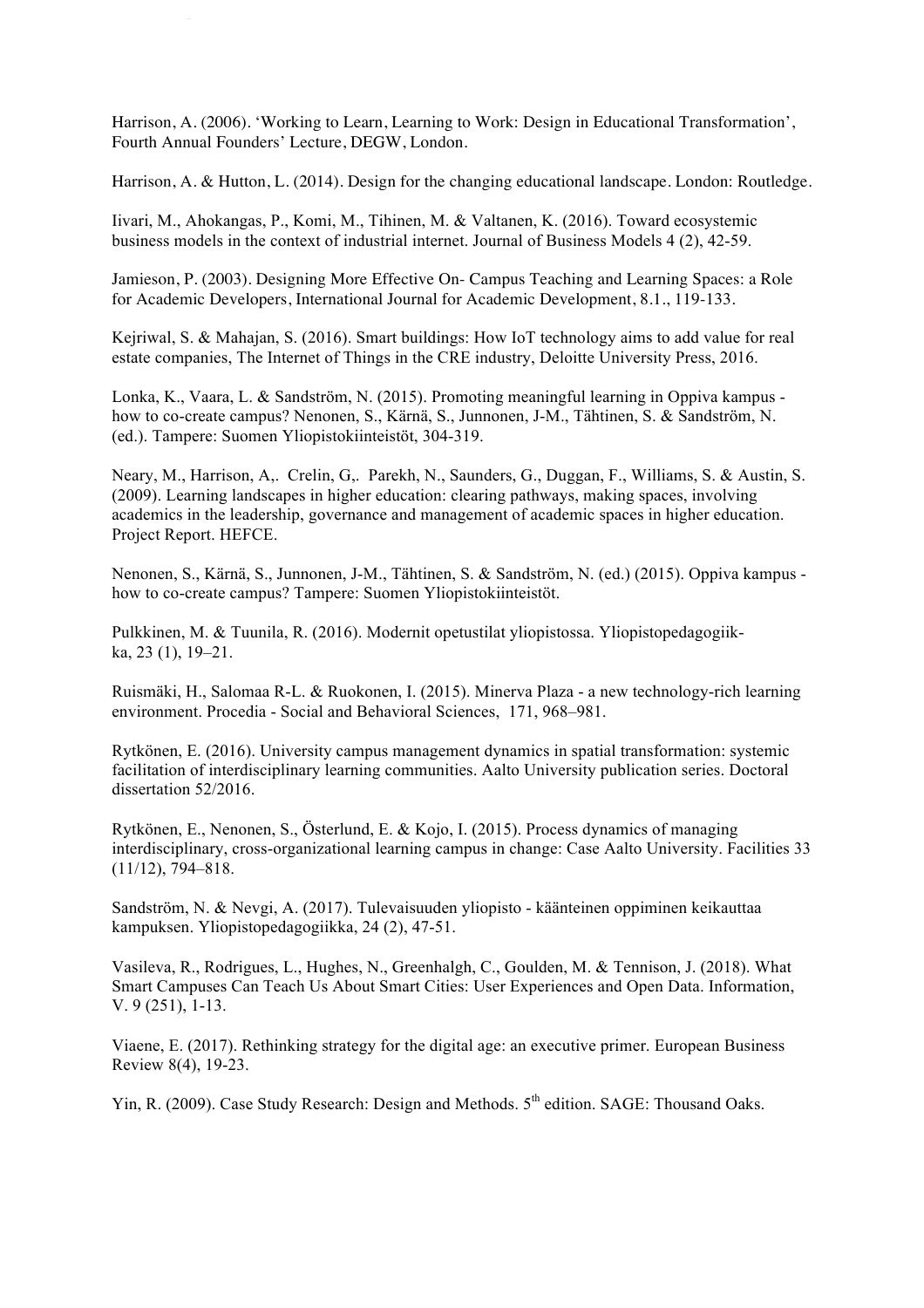Harrison, A. (2006). 'Working to Learn, Learning to Work: Design in Educational Transformation', Fourth Annual Founders' Lecture, DEGW, London.

Harrison, A. & Hutton, L. (2014). Design for the changing educational landscape. London: Routledge.

Iivari, M., Ahokangas, P., Komi, M., Tihinen, M. & Valtanen, K. (2016). Toward ecosystemic business models in the context of industrial internet. Journal of Business Models 4 (2), 42-59.

Jamieson, P. (2003). Designing More Effective On- Campus Teaching and Learning Spaces: a Role for Academic Developers, International Journal for Academic Development, 8.1., 119-133.

Kejriwal, S. & Mahajan, S. (2016). Smart buildings: How IoT technology aims to add value for real estate companies, The Internet of Things in the CRE industry, Deloitte University Press, 2016.

Lonka, K., Vaara, L. & Sandström, N. (2015). Promoting meaningful learning in Oppiva kampus - how to co-create campus? Nenonen, S., Kärnä, S., Junnonen, J-M., Tähtinen, S. & Sandström, N. (ed.). Tampere: Suomen Yliopistokiinteistöt, 304-319.

Neary, M., Harrison, A,. Crelin, G,. Parekh, N., Saunders, G., Duggan, F., Williams, S. & Austin, S. (2009). Learning landscapes in higher education: clearing pathways, making spaces, involving academics in the leadership, governance and management of academic spaces in higher education. Project Report. HEFCE.

Nenonen, S., Kärnä, S., Junnonen, J-M., Tähtinen, S. & Sandström, N. (ed.) (2015). Oppiva kampus - how to co-create campus? Tampere: Suomen Yliopistokiinteistöt.

Pulkkinen, M. & Tuunila, R. (2016). Modernit opetustilat yliopistossa. Yliopistopedagogiik-ka, 23 (1), 19–21.

Ruismäki, H., Salomaa R-L. & Ruokonen, I. (2015). Minerva Plaza - a new technology-rich learning environment. Procedia - Social and Behavioral Sciences, 171, 968–981.

Rytkönen, E. (2016). University campus management dynamics in spatial transformation: systemic facilitation of interdisciplinary learning communities. Aalto University publication series. Doctoral dissertation 52/2016.

Rytkönen, E., Nenonen, S., Österlund, E. & Kojo, I. (2015). Process dynamics of managing interdisciplinary, cross-organizational learning campus in change: Case Aalto University. Facilities 33 (11/12), 794–818.

Sandström, N. & Nevgi, A. (2017). Tulevaisuuden yliopisto - käänteinen oppiminen keikauttaa kampuksen. Yliopistopedagogiikka, 24 (2), 47-51.

Vasileva, R., Rodrigues, L., Hughes, N., Greenhalgh, C., Goulden, M. & Tennison, J. (2018). What Smart Campuses Can Teach Us About Smart Cities: User Experiences and Open Data. Information, V. 9 (251), 1-13.

Viaene, E. (2017). Rethinking strategy for the digital age: an executive primer. European Business Review 8(4), 19-23.

Yin, R. (2009). Case Study Research: Design and Methods. 5th edition. SAGE: Thousand Oaks.